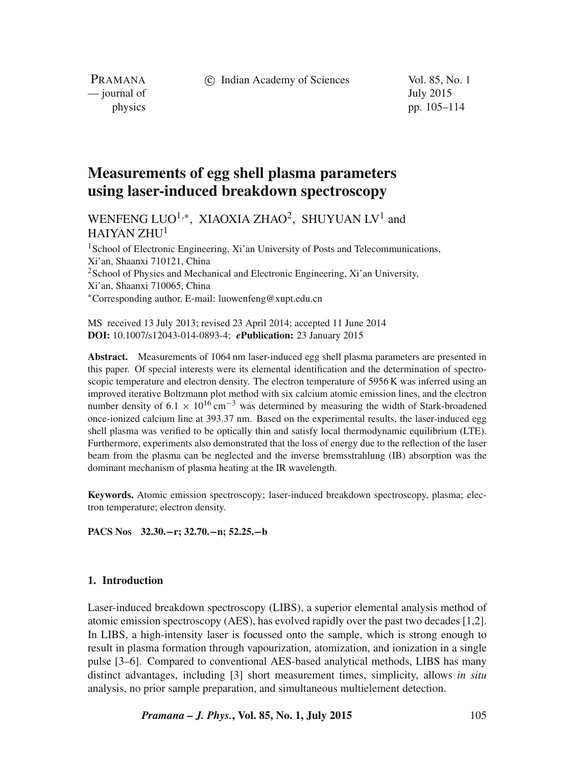# Measurements of egg shell plasma parameters using laser-induced breakdown spectroscopy

WENFENG LUO[1,*], XIAOXIA ZHAO[2], SHUYUAN LV[1] and HAIYAN ZHU[1]

[1]School of Electronic Engineering, Xi'an University of Posts and Telecommunications, Xi'an, Shaanxi 710121, China

[2]School of Physics and Mechanical and Electronic Engineering, Xi'an University, Xi'an, Shaanxi 710065, China

[*]Corresponding author. E-mail: luowenfeng@xupt.edu.cn

MS received 13 July 2013; revised 23 April 2014; accepted 11 June 2014

**DOI:** 10.1007/s12043-014-0893-4; ***e*Publication:** 23 January 2015

**Abstract.** Measurements of 1064 nm laser-induced egg shell plasma parameters are presented in this paper. Of special interests were its elemental identification and the determination of spectroscopic temperature and electron density. The electron temperature of 5956 K was inferred using an improved iterative Boltzmann plot method with six calcium atomic emission lines, and the electron number density of $6.1 \times 10^{16}$ cm$^{-3}$ was determined by measuring the width of Stark-broadened once-ionized calcium line at 393.37 nm. Based on the experimental results, the laser-induced egg shell plasma was verified to be optically thin and satisfy local thermodynamic equilibrium (LTE). Furthermore, experiments also demonstrated that the loss of energy due to the reflection of the laser beam from the plasma can be neglected and the inverse bremsstrahlung (IB) absorption was the dominant mechanism of plasma heating at the IR wavelength.

**Keywords.** Atomic emission spectroscopy; laser-induced breakdown spectroscopy, plasma; electron temperature; electron density.

**PACS Nos** 32.30.−r; 32.70.−n; 52.25.−b

## 1. Introduction

Laser-induced breakdown spectroscopy (LIBS), a superior elemental analysis method of atomic emission spectroscopy (AES), has evolved rapidly over the past two decades [1,2]. In LIBS, a high-intensity laser is focussed onto the sample, which is strong enough to result in plasma formation through vapourization, atomization, and ionization in a single pulse [3–6]. Compared to conventional AES-based analytical methods, LIBS has many distinct advantages, including [3] short measurement times, simplicity, allows *in situ* analysis, no prior sample preparation, and simultaneous multielement detection.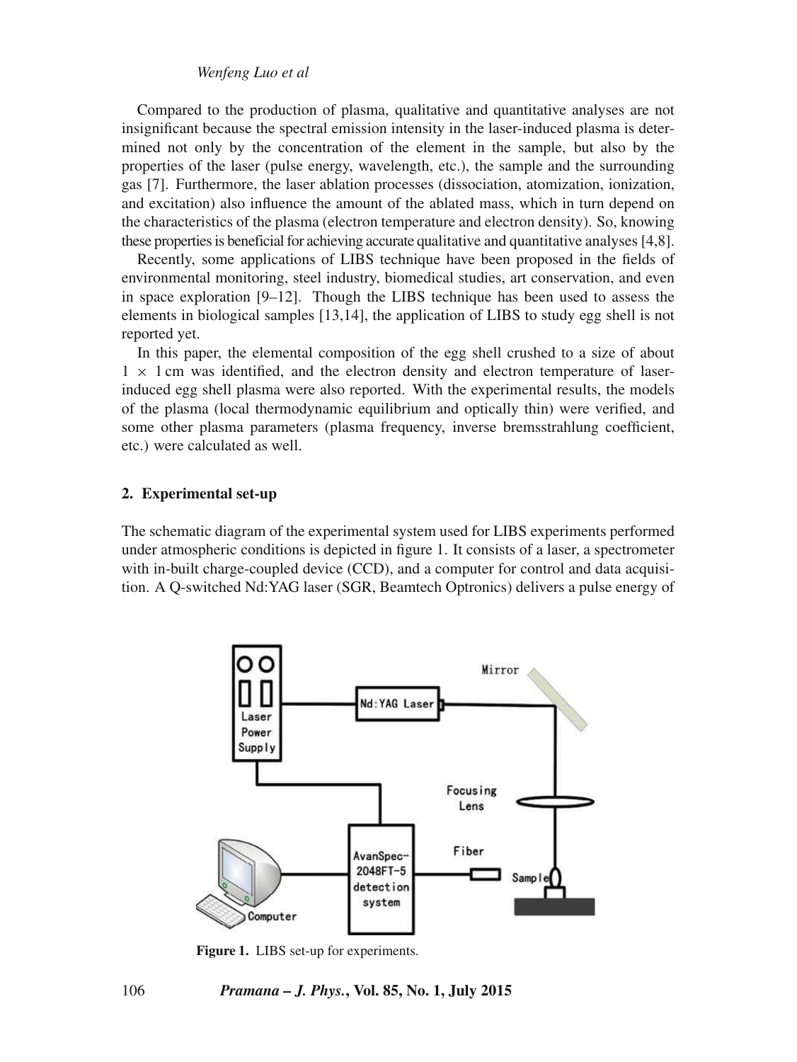Compared to the production of plasma, qualitative and quantitative analyses are not insignificant because the spectral emission intensity in the laser-induced plasma is determined not only by the concentration of the element in the sample, but also by the properties of the laser (pulse energy, wavelength, etc.), the sample and the surrounding gas [7]. Furthermore, the laser ablation processes (dissociation, atomization, ionization, and excitation) also influence the amount of the ablated mass, which in turn depend on the characteristics of the plasma (electron temperature and electron density). So, knowing these properties is beneficial for achieving accurate qualitative and quantitative analyses [4,8].

Recently, some applications of LIBS technique have been proposed in the fields of environmental monitoring, steel industry, biomedical studies, art conservation, and even in space exploration [9–12]. Though the LIBS technique has been used to assess the elements in biological samples [13,14], the application of LIBS to study egg shell is not reported yet.

In this paper, the elemental composition of the egg shell crushed to a size of about $1 \times 1$ cm was identified, and the electron density and electron temperature of laser-induced egg shell plasma were also reported. With the experimental results, the models of the plasma (local thermodynamic equilibrium and optically thin) were verified, and some other plasma parameters (plasma frequency, inverse bremsstrahlung coefficient, etc.) were calculated as well.

## 2. Experimental set-up

The schematic diagram of the experimental system used for LIBS experiments performed under atmospheric conditions is depicted in figure 1. It consists of a laser, a spectrometer with in-built charge-coupled device (CCD), and a computer for control and data acquisition. A Q-switched Nd:YAG laser (SGR, Beamtech Optronics) delivers a pulse energy of

**Figure 1.** LIBS set-up for experiments.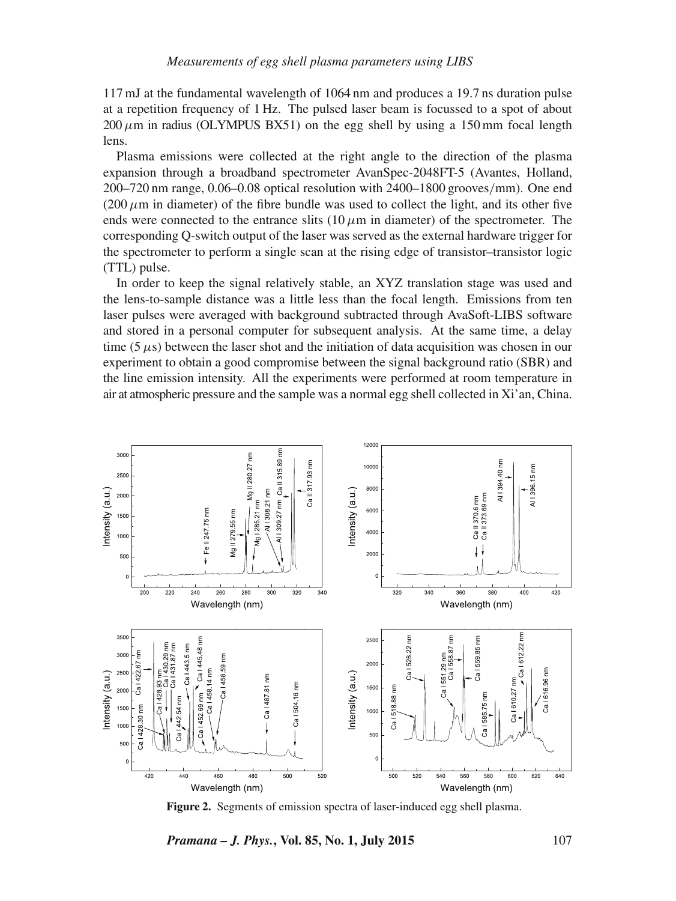117 mJ at the fundamental wavelength of 1064 nm and produces a 19.7 ns duration pulse at a repetition frequency of 1 Hz. The pulsed laser beam is focussed to a spot of about 200 $\mu$m in radius (OLYMPUS BX51) on the egg shell by using a 150 mm focal length lens.

Plasma emissions were collected at the right angle to the direction of the plasma expansion through a broadband spectrometer AvanSpec-2048FT-5 (Avantes, Holland, 200–720 nm range, 0.06–0.08 optical resolution with 2400–1800 grooves/mm). One end (200 $\mu$m in diameter) of the fibre bundle was used to collect the light, and its other five ends were connected to the entrance slits (10 $\mu$m in diameter) of the spectrometer. The corresponding Q-switch output of the laser was served as the external hardware trigger for the spectrometer to perform a single scan at the rising edge of transistor–transistor logic (TTL) pulse.

In order to keep the signal relatively stable, an XYZ translation stage was used and the lens-to-sample distance was a little less than the focal length. Emissions from ten laser pulses were averaged with background subtracted through AvaSoft-LIBS software and stored in a personal computer for subsequent analysis. At the same time, a delay time (5 $\mu$s) between the laser shot and the initiation of data acquisition was chosen in our experiment to obtain a good compromise between the signal background ratio (SBR) and the line emission intensity. All the experiments were performed at room temperature in air at atmospheric pressure and the sample was a normal egg shell collected in Xi'an, China.

**Figure 2.** Segments of emission spectra of laser-induced egg shell plasma.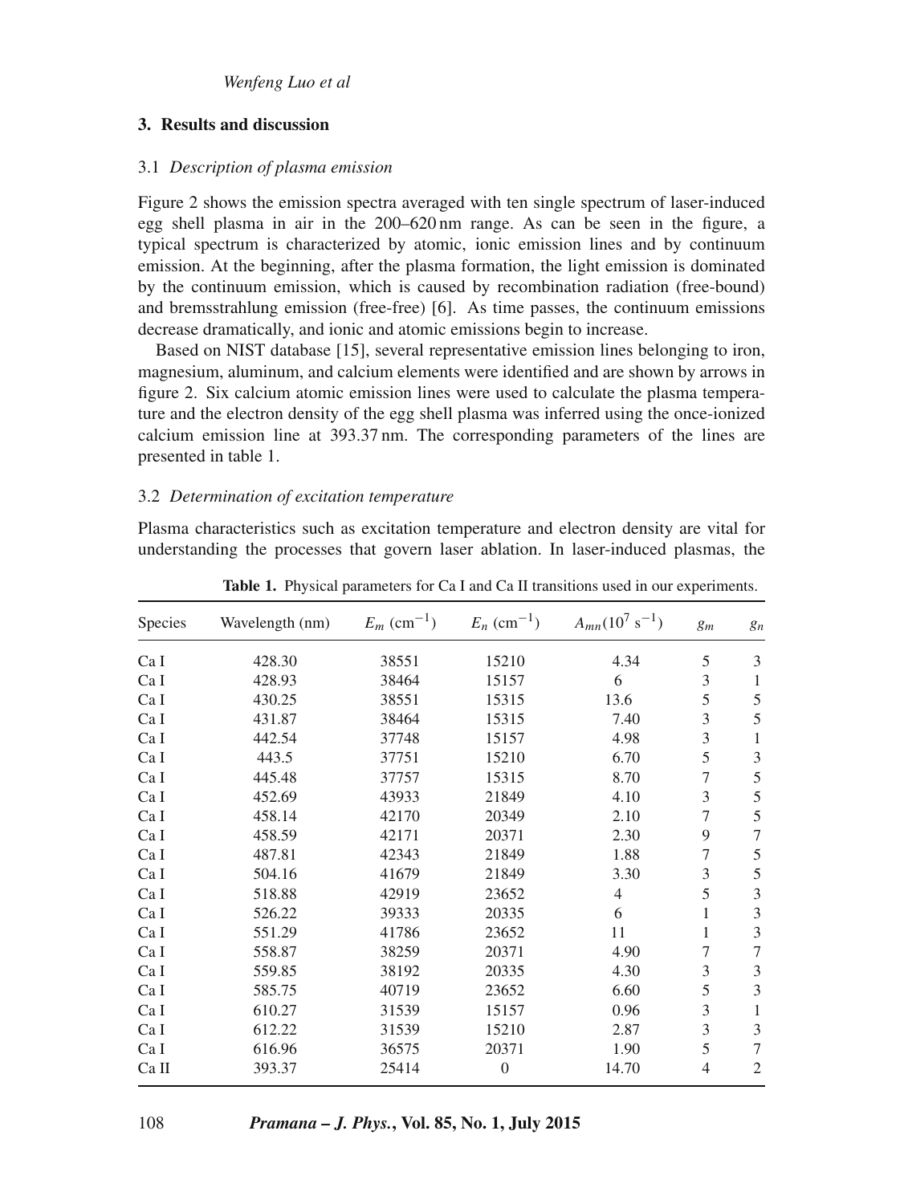## 3. Results and discussion

### 3.1 *Description of plasma emission*

Figure 2 shows the emission spectra averaged with ten single spectrum of laser-induced egg shell plasma in air in the 200–620 nm range. As can be seen in the figure, a typical spectrum is characterized by atomic, ionic emission lines and by continuum emission. At the beginning, after the plasma formation, the light emission is dominated by the continuum emission, which is caused by recombination radiation (free-bound) and bremsstrahlung emission (free-free) [6]. As time passes, the continuum emissions decrease dramatically, and ionic and atomic emissions begin to increase.

Based on NIST database [15], several representative emission lines belonging to iron, magnesium, aluminum, and calcium elements were identified and are shown by arrows in figure 2. Six calcium atomic emission lines were used to calculate the plasma temperature and the electron density of the egg shell plasma was inferred using the once-ionized calcium emission line at 393.37 nm. The corresponding parameters of the lines are presented in table 1.

### 3.2 *Determination of excitation temperature*

Plasma characteristics such as excitation temperature and electron density are vital for understanding the processes that govern laser ablation. In laser-induced plasmas, the

**Table 1.** Physical parameters for Ca I and Ca II transitions used in our experiments.

| Species | Wavelength (nm) | $E_m$ (cm$^{-1}$) | $E_n$ (cm$^{-1}$) | $A_{mn}$($10^7$ s$^{-1}$) | $g_m$ | $g_n$ |
|---|---|---|---|---|---|---|
| Ca I | 428.30 | 38551 | 15210 | 4.34 | 5 | 3 |
| Ca I | 428.93 | 38464 | 15157 | 6 | 3 | 1 |
| Ca I | 430.25 | 38551 | 15315 | 13.6 | 5 | 5 |
| Ca I | 431.87 | 38464 | 15315 | 7.40 | 3 | 5 |
| Ca I | 442.54 | 37748 | 15157 | 4.98 | 3 | 1 |
| Ca I | 443.5 | 37751 | 15210 | 6.70 | 5 | 3 |
| Ca I | 445.48 | 37757 | 15315 | 8.70 | 7 | 5 |
| Ca I | 452.69 | 43933 | 21849 | 4.10 | 3 | 5 |
| Ca I | 458.14 | 42170 | 20349 | 2.10 | 7 | 5 |
| Ca I | 458.59 | 42171 | 20371 | 2.30 | 9 | 7 |
| Ca I | 487.81 | 42343 | 21849 | 1.88 | 7 | 5 |
| Ca I | 504.16 | 41679 | 21849 | 3.30 | 3 | 5 |
| Ca I | 518.88 | 42919 | 23652 | 4 | 5 | 3 |
| Ca I | 526.22 | 39333 | 20335 | 6 | 1 | 3 |
| Ca I | 551.29 | 41786 | 23652 | 11 | 1 | 3 |
| Ca I | 558.87 | 38259 | 20371 | 4.90 | 7 | 7 |
| Ca I | 559.85 | 38192 | 20335 | 4.30 | 3 | 3 |
| Ca I | 585.75 | 40719 | 23652 | 6.60 | 5 | 3 |
| Ca I | 610.27 | 31539 | 15157 | 0.96 | 3 | 1 |
| Ca I | 612.22 | 31539 | 15210 | 2.87 | 3 | 3 |
| Ca I | 616.96 | 36575 | 20371 | 1.90 | 5 | 7 |
| Ca II | 393.37 | 25414 | 0 | 14.70 | 4 | 2 |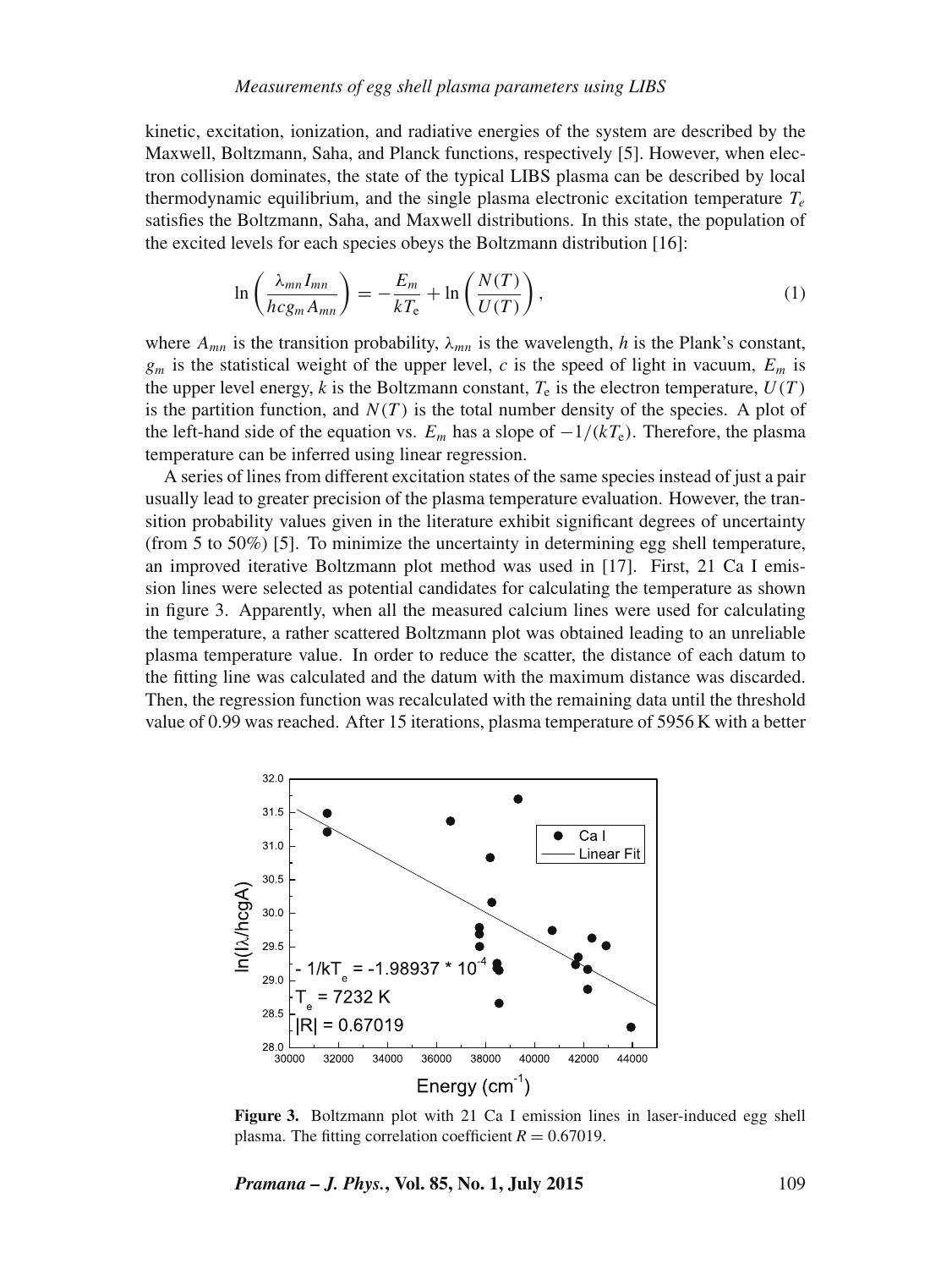kinetic, excitation, ionization, and radiative energies of the system are described by the Maxwell, Boltzmann, Saha, and Planck functions, respectively [5]. However, when electron collision dominates, the state of the typical LIBS plasma can be described by local thermodynamic equilibrium, and the single plasma electronic excitation temperature $T_e$ satisfies the Boltzmann, Saha, and Maxwell distributions. In this state, the population of the excited levels for each species obeys the Boltzmann distribution [16]:

$$\ln\left(\frac{\lambda_{mn} I_{mn}}{hcg_m A_{mn}}\right) = -\frac{E_m}{kT_{\mathrm{e}}} + \ln\left(\frac{N(T)}{U(T)}\right), \tag{1}$$

where $A_{mn}$ is the transition probability, $\lambda_{mn}$ is the wavelength, $h$ is the Plank's constant, $g_m$ is the statistical weight of the upper level, $c$ is the speed of light in vacuum, $E_m$ is the upper level energy, $k$ is the Boltzmann constant, $T_{\mathrm{e}}$ is the electron temperature, $U(T)$ is the partition function, and $N(T)$ is the total number density of the species. A plot of the left-hand side of the equation vs. $E_m$ has a slope of $-1/(kT_{\mathrm{e}})$. Therefore, the plasma temperature can be inferred using linear regression.

A series of lines from different excitation states of the same species instead of just a pair usually lead to greater precision of the plasma temperature evaluation. However, the transition probability values given in the literature exhibit significant degrees of uncertainty (from 5 to 50%) [5]. To minimize the uncertainty in determining egg shell temperature, an improved iterative Boltzmann plot method was used in [17]. First, 21 Ca I emission lines were selected as potential candidates for calculating the temperature as shown in figure 3. Apparently, when all the measured calcium lines were used for calculating the temperature, a rather scattered Boltzmann plot was obtained leading to an unreliable plasma temperature value. In order to reduce the scatter, the distance of each datum to the fitting line was calculated and the datum with the maximum distance was discarded. Then, the regression function was recalculated with the remaining data until the threshold value of 0.99 was reached. After 15 iterations, plasma temperature of 5956 K with a better

**Figure 3.** Boltzmann plot with 21 Ca I emission lines in laser-induced egg shell plasma. The fitting correlation coefficient $R = 0.67019$.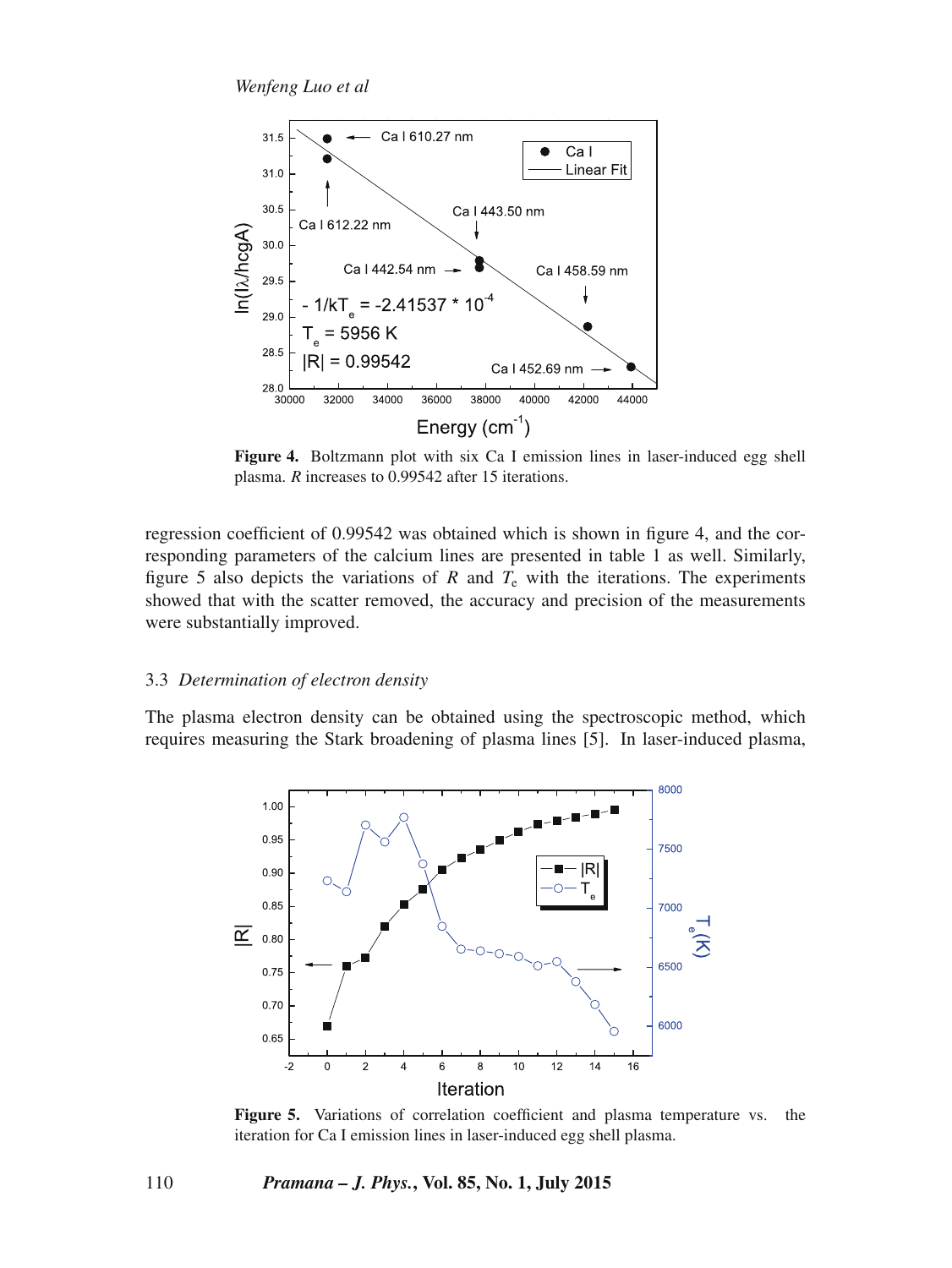Figure 4. Boltzmann plot with six Ca I emission lines in laser-induced egg shell plasma. $R$ increases to 0.99542 after 15 iterations.

regression coefficient of 0.99542 was obtained which is shown in figure 4, and the corresponding parameters of the calcium lines are presented in table 1 as well. Similarly, figure 5 also depicts the variations of $R$ and $T_e$ with the iterations. The experiments showed that with the scatter removed, the accuracy and precision of the measurements were substantially improved.

### 3.3 *Determination of electron density*

The plasma electron density can be obtained using the spectroscopic method, which requires measuring the Stark broadening of plasma lines [5]. In laser-induced plasma,

Figure 5. Variations of correlation coefficient and plasma temperature vs. the iteration for Ca I emission lines in laser-induced egg shell plasma.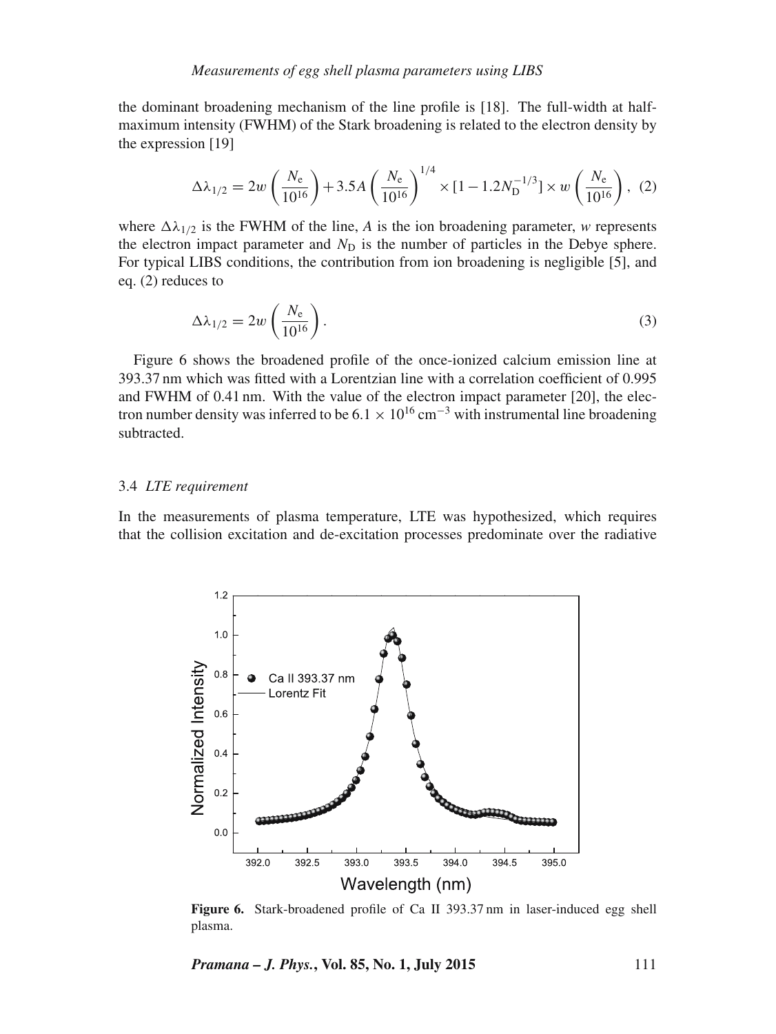the dominant broadening mechanism of the line profile is [18]. The full-width at half-maximum intensity (FWHM) of the Stark broadening is related to the electron density by the expression [19]

$$\Delta\lambda_{1/2} = 2w\left(\frac{N_\mathrm{e}}{10^{16}}\right) + 3.5A\left(\frac{N_\mathrm{e}}{10^{16}}\right)^{1/4} \times [1 - 1.2N_\mathrm{D}^{-1/3}] \times w\left(\frac{N_\mathrm{e}}{10^{16}}\right), \quad (2)$$

where $\Delta\lambda_{1/2}$ is the FWHM of the line, $A$ is the ion broadening parameter, $w$ represents the electron impact parameter and $N_\mathrm{D}$ is the number of particles in the Debye sphere. For typical LIBS conditions, the contribution from ion broadening is negligible [5], and eq. (2) reduces to

$$\Delta\lambda_{1/2} = 2w\left(\frac{N_\mathrm{e}}{10^{16}}\right). \quad (3)$$

Figure 6 shows the broadened profile of the once-ionized calcium emission line at 393.37 nm which was fitted with a Lorentzian line with a correlation coefficient of 0.995 and FWHM of 0.41 nm. With the value of the electron impact parameter [20], the electron number density was inferred to be $6.1 \times 10^{16}\ \mathrm{cm}^{-3}$ with instrumental line broadening subtracted.

### 3.4 *LTE requirement*

In the measurements of plasma temperature, LTE was hypothesized, which requires that the collision excitation and de-excitation processes predominate over the radiative

**Figure 6.** Stark-broadened profile of Ca II 393.37 nm in laser-induced egg shell plasma.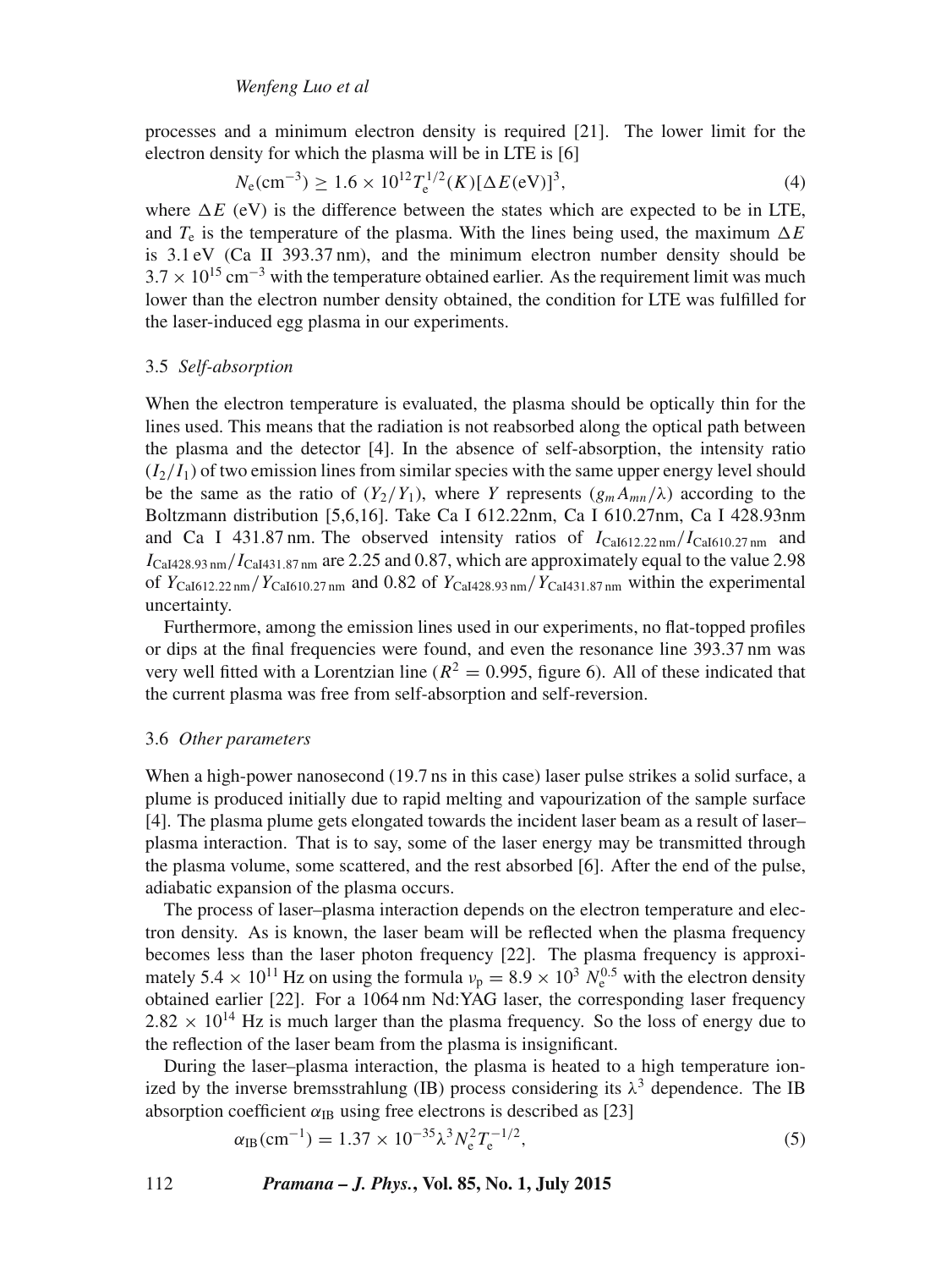processes and a minimum electron density is required [21]. The lower limit for the electron density for which the plasma will be in LTE is [6]

$$N_e(\text{cm}^{-3}) \geq 1.6 \times 10^{12} T_e^{1/2}(K)[\Delta E(\text{eV})]^3, \tag{4}$$

where $\Delta E$ (eV) is the difference between the states which are expected to be in LTE, and $T_e$ is the temperature of the plasma. With the lines being used, the maximum $\Delta E$ is 3.1 eV (Ca II 393.37 nm), and the minimum electron number density should be $3.7 \times 10^{15}$ cm$^{-3}$ with the temperature obtained earlier. As the requirement limit was much lower than the electron number density obtained, the condition for LTE was fulfilled for the laser-induced egg plasma in our experiments.

### 3.5 *Self-absorption*

When the electron temperature is evaluated, the plasma should be optically thin for the lines used. This means that the radiation is not reabsorbed along the optical path between the plasma and the detector [4]. In the absence of self-absorption, the intensity ratio $(I_2/I_1)$ of two emission lines from similar species with the same upper energy level should be the same as the ratio of $(Y_2/Y_1)$, where $Y$ represents $(g_m A_{mn}/\lambda)$ according to the Boltzmann distribution [5,6,16]. Take Ca I 612.22nm, Ca I 610.27nm, Ca I 428.93nm and Ca I 431.87 nm. The observed intensity ratios of $I_{\text{CaI612.22 nm}}/I_{\text{CaI610.27 nm}}$ and $I_{\text{CaI428.93 nm}}/I_{\text{CaI431.87 nm}}$ are 2.25 and 0.87, which are approximately equal to the value 2.98 of $Y_{\text{CaI612.22 nm}}/Y_{\text{CaI610.27 nm}}$ and 0.82 of $Y_{\text{CaI428.93 nm}}/Y_{\text{CaI431.87 nm}}$ within the experimental uncertainty.

Furthermore, among the emission lines used in our experiments, no flat-topped profiles or dips at the final frequencies were found, and even the resonance line 393.37 nm was very well fitted with a Lorentzian line ($R^2 = 0.995$, figure 6). All of these indicated that the current plasma was free from self-absorption and self-reversion.

### 3.6 *Other parameters*

When a high-power nanosecond (19.7 ns in this case) laser pulse strikes a solid surface, a plume is produced initially due to rapid melting and vapourization of the sample surface [4]. The plasma plume gets elongated towards the incident laser beam as a result of laser–plasma interaction. That is to say, some of the laser energy may be transmitted through the plasma volume, some scattered, and the rest absorbed [6]. After the end of the pulse, adiabatic expansion of the plasma occurs.

The process of laser–plasma interaction depends on the electron temperature and electron density. As is known, the laser beam will be reflected when the plasma frequency becomes less than the laser photon frequency [22]. The plasma frequency is approximately $5.4 \times 10^{11}$ Hz on using the formula $\nu_p = 8.9 \times 10^3\ N_e^{0.5}$ with the electron density obtained earlier [22]. For a 1064 nm Nd:YAG laser, the corresponding laser frequency $2.82 \times 10^{14}$ Hz is much larger than the plasma frequency. So the loss of energy due to the reflection of the laser beam from the plasma is insignificant.

During the laser–plasma interaction, the plasma is heated to a high temperature ionized by the inverse bremsstrahlung (IB) process considering its $\lambda^3$ dependence. The IB absorption coefficient $\alpha_{\text{IB}}$ using free electrons is described as [23]

$$\alpha_{\text{IB}}(\text{cm}^{-1}) = 1.37 \times 10^{-35} \lambda^3 N_e^2 T_e^{-1/2}, \tag{5}$$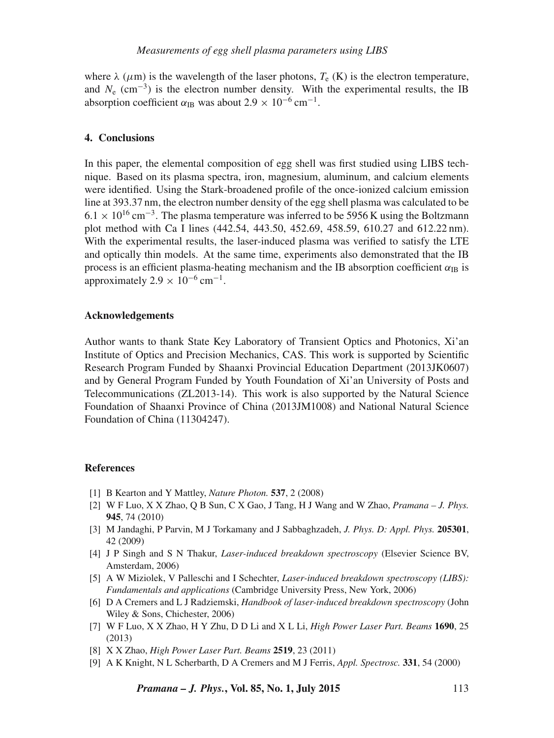where $\lambda$ ($\mu$m) is the wavelength of the laser photons, $T_e$ (K) is the electron temperature, and $N_e$ ($cm^{-3}$) is the electron number density. With the experimental results, the IB absorption coefficient $\alpha_{IB}$ was about $2.9 \times 10^{-6}$ $cm^{-1}$.

## 4. Conclusions

In this paper, the elemental composition of egg shell was first studied using LIBS technique. Based on its plasma spectra, iron, magnesium, aluminum, and calcium elements were identified. Using the Stark-broadened profile of the once-ionized calcium emission line at 393.37 nm, the electron number density of the egg shell plasma was calculated to be $6.1 \times 10^{16}$ $cm^{-3}$. The plasma temperature was inferred to be 5956 K using the Boltzmann plot method with Ca I lines (442.54, 443.50, 452.69, 458.59, 610.27 and 612.22 nm). With the experimental results, the laser-induced plasma was verified to satisfy the LTE and optically thin models. At the same time, experiments also demonstrated that the IB process is an efficient plasma-heating mechanism and the IB absorption coefficient $\alpha_{IB}$ is approximately $2.9 \times 10^{-6}$ $cm^{-1}$.

## Acknowledgements

Author wants to thank State Key Laboratory of Transient Optics and Photonics, Xi'an Institute of Optics and Precision Mechanics, CAS. This work is supported by Scientific Research Program Funded by Shaanxi Provincial Education Department (2013JK0607) and by General Program Funded by Youth Foundation of Xi'an University of Posts and Telecommunications (ZL2013-14). This work is also supported by the Natural Science Foundation of Shaanxi Province of China (2013JM1008) and National Natural Science Foundation of China (11304247).

## References

[1] B Kearton and Y Mattley, *Nature Photon.* **537**, 2 (2008)

[2] W F Luo, X X Zhao, Q B Sun, C X Gao, J Tang, H J Wang and W Zhao, *Pramana – J. Phys.* **945**, 74 (2010)

[3] M Jandaghi, P Parvin, M J Torkamany and J Sabbaghzadeh, *J. Phys. D: Appl. Phys.* **205301**, 42 (2009)

[4] J P Singh and S N Thakur, *Laser-induced breakdown spectroscopy* (Elsevier Science BV, Amsterdam, 2006)

[5] A W Miziolek, V Palleschi and I Schechter, *Laser-induced breakdown spectroscopy (LIBS): Fundamentals and applications* (Cambridge University Press, New York, 2006)

[6] D A Cremers and L J Radziemski, *Handbook of laser-induced breakdown spectroscopy* (John Wiley & Sons, Chichester, 2006)

[7] W F Luo, X X Zhao, H Y Zhu, D D Li and X L Li, *High Power Laser Part. Beams* **1690**, 25 (2013)

[8] X X Zhao, *High Power Laser Part. Beams* **2519**, 23 (2011)

[9] A K Knight, N L Scherbarth, D A Cremers and M J Ferris, *Appl. Spectrosc.* **331**, 54 (2000)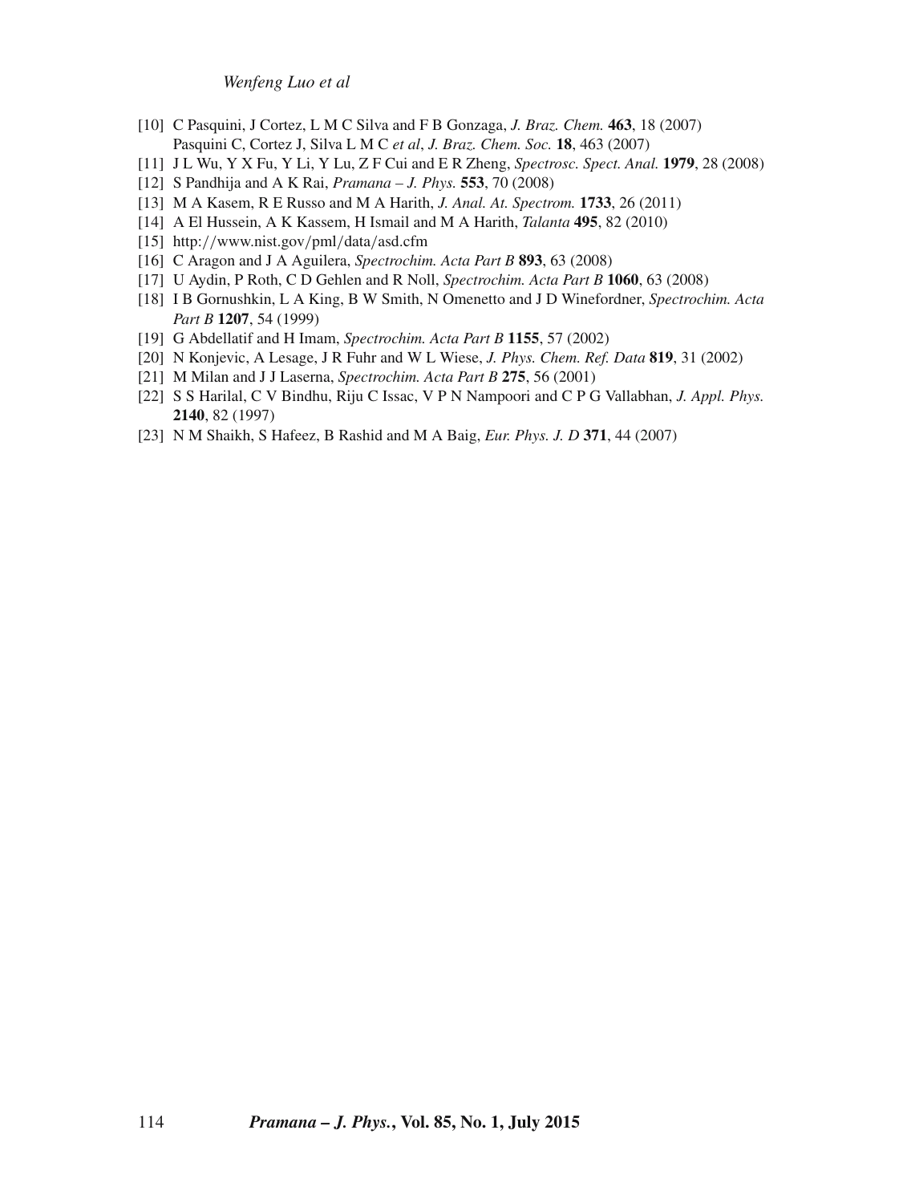[10] C Pasquini, J Cortez, L M C Silva and F B Gonzaga, *J. Braz. Chem.* **463**, 18 (2007)
Pasquini C, Cortez J, Silva L M C *et al*, *J. Braz. Chem. Soc.* **18**, 463 (2007)

[11] J L Wu, Y X Fu, Y Li, Y Lu, Z F Cui and E R Zheng, *Spectrosc. Spect. Anal.* **1979**, 28 (2008)

[12] S Pandhija and A K Rai, *Pramana – J. Phys.* **553**, 70 (2008)

[13] M A Kasem, R E Russo and M A Harith, *J. Anal. At. Spectrom.* **1733**, 26 (2011)

[14] A El Hussein, A K Kassem, H Ismail and M A Harith, *Talanta* **495**, 82 (2010)

[15] http://www.nist.gov/pml/data/asd.cfm

[16] C Aragon and J A Aguilera, *Spectrochim. Acta Part B* **893**, 63 (2008)

[17] U Aydin, P Roth, C D Gehlen and R Noll, *Spectrochim. Acta Part B* **1060**, 63 (2008)

[18] I B Gornushkin, L A King, B W Smith, N Omenetto and J D Winefordner, *Spectrochim. Acta Part B* **1207**, 54 (1999)

[19] G Abdellatif and H Imam, *Spectrochim. Acta Part B* **1155**, 57 (2002)

[20] N Konjevic, A Lesage, J R Fuhr and W L Wiese, *J. Phys. Chem. Ref. Data* **819**, 31 (2002)

[21] M Milan and J J Laserna, *Spectrochim. Acta Part B* **275**, 56 (2001)

[22] S S Harilal, C V Bindhu, Riju C Issac, V P N Nampoori and C P G Vallabhan, *J. Appl. Phys.* **2140**, 82 (1997)

[23] N M Shaikh, S Hafeez, B Rashid and M A Baig, *Eur. Phys. J. D* **371**, 44 (2007)